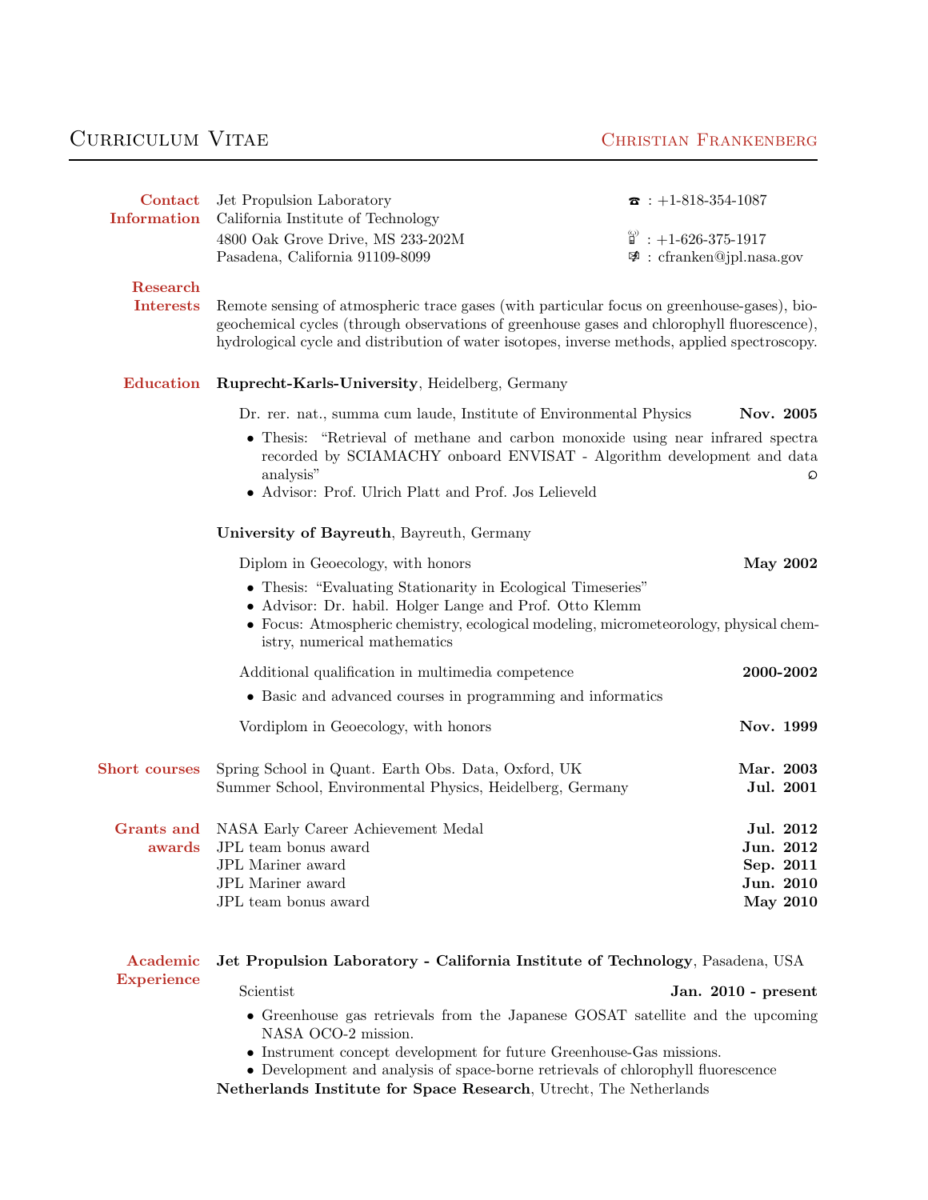# Curriculum Vitae

**Christian Frankenberg**

## Contact Information

Jet Propulsion Laboratory
California Institute of Technology
4800 Oak Grove Drive, MS 233-202M
Pasadena, California 91109-8099

☎ : +1-818-354-1087
: +1-626-375-1917
: cfranken@jpl.nasa.gov

## Research Interests

Remote sensing of atmospheric trace gases (with particular focus on greenhouse-gases), biogeochemical cycles (through observations of greenhouse gases and chlorophyll fluorescence), hydrological cycle and distribution of water isotopes, inverse methods, applied spectroscopy.

## Education

**Ruprecht-Karls-University**, Heidelberg, Germany

Dr. rer. nat., summa cum laude, Institute of Environmental Physics — **Nov. 2005**

- Thesis: "Retrieval of methane and carbon monoxide using near infrared spectra recorded by SCIAMACHY onboard ENVISAT - Algorithm development and data analysis"
- Advisor: Prof. Ulrich Platt and Prof. Jos Lelieveld

**University of Bayreuth**, Bayreuth, Germany

Diplom in Geoecology, with honors — **May 2002**

- Thesis: "Evaluating Stationarity in Ecological Timeseries"
- Advisor: Dr. habil. Holger Lange and Prof. Otto Klemm
- Focus: Atmospheric chemistry, ecological modeling, micrometeorology, physical chemistry, numerical mathematics

Additional qualification in multimedia competence — **2000-2002**

- Basic and advanced courses in programming and informatics

Vordiplom in Geoecology, with honors — **Nov. 1999**

## Short courses

Spring School in Quant. Earth Obs. Data, Oxford, UK — **Mar. 2003**
Summer School, Environmental Physics, Heidelberg, Germany — **Jul. 2001**

## Grants and awards

NASA Early Career Achievement Medal — **Jul. 2012**
JPL team bonus award — **Jun. 2012**
JPL Mariner award — **Sep. 2011**
JPL Mariner award — **Jun. 2010**
JPL team bonus award — **May 2010**

## Academic Experience

**Jet Propulsion Laboratory - California Institute of Technology**, Pasadena, USA

Scientist — **Jan. 2010 - present**

- Greenhouse gas retrievals from the Japanese GOSAT satellite and the upcoming NASA OCO-2 mission.
- Instrument concept development for future Greenhouse-Gas missions.
- Development and analysis of space-borne retrievals of chlorophyll fluorescence

**Netherlands Institute for Space Research**, Utrecht, The Netherlands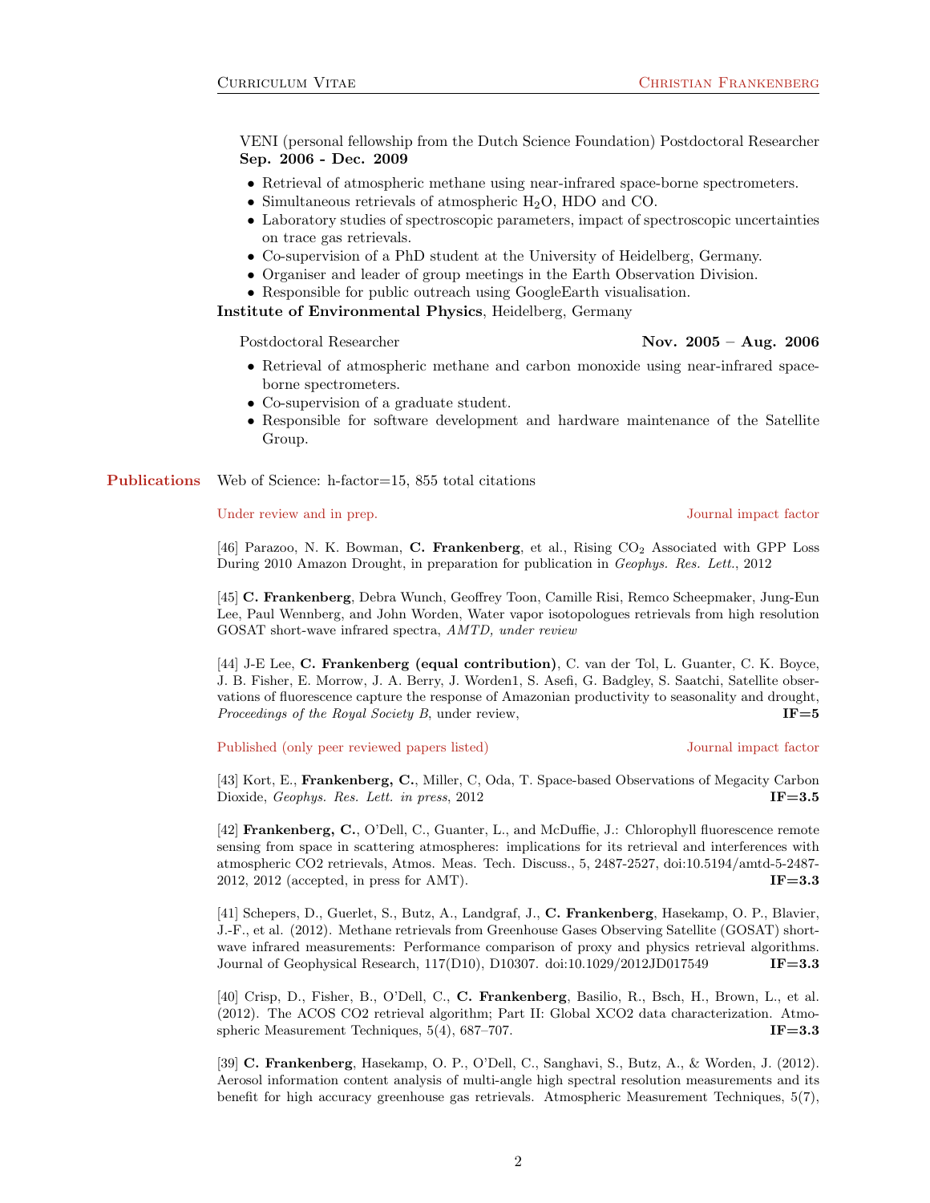VENI (personal fellowship from the Dutch Science Foundation) Postdoctoral Researcher
**Sep. 2006 - Dec. 2009**

- Retrieval of atmospheric methane using near-infrared space-borne spectrometers.
- Simultaneous retrievals of atmospheric $H_2O$, HDO and CO.
- Laboratory studies of spectroscopic parameters, impact of spectroscopic uncertainties on trace gas retrievals.
- Co-supervision of a PhD student at the University of Heidelberg, Germany.
- Organiser and leader of group meetings in the Earth Observation Division.
- Responsible for public outreach using GoogleEarth visualisation.

**Institute of Environmental Physics**, Heidelberg, Germany

Postdoctoral Researcher **Nov. 2005 – Aug. 2006**

- Retrieval of atmospheric methane and carbon monoxide using near-infrared space-borne spectrometers.
- Co-supervision of a graduate student.
- Responsible for software development and hardware maintenance of the Satellite Group.

## Publications

Web of Science: h-factor=15, 855 total citations

### Under review and in prep. — Journal impact factor

[46] Parazoo, N. K. Bowman, **C. Frankenberg**, et al., Rising $CO_2$ Associated with GPP Loss During 2010 Amazon Drought, in preparation for publication in *Geophys. Res. Lett.*, 2012

[45] **C. Frankenberg**, Debra Wunch, Geoffrey Toon, Camille Risi, Remco Scheepmaker, Jung-Eun Lee, Paul Wennberg, and John Worden, Water vapor isotopologues retrievals from high resolution GOSAT short-wave infrared spectra, *AMTD, under review*

[44] J-E Lee, **C. Frankenberg (equal contribution)**, C. van der Tol, L. Guanter, C. K. Boyce, J. B. Fisher, E. Morrow, J. A. Berry, J. Worden1, S. Asefi, G. Badgley, S. Saatchi, Satellite observations of fluorescence capture the response of Amazonian productivity to seasonality and drought, *Proceedings of the Royal Society B*, under review, **IF=5**

### Published (only peer reviewed papers listed) — Journal impact factor

[43] Kort, E., **Frankenberg, C.**, Miller, C, Oda, T. Space-based Observations of Megacity Carbon Dioxide, *Geophys. Res. Lett. in press*, 2012 **IF=3.5**

[42] **Frankenberg, C.**, O'Dell, C., Guanter, L., and McDuffie, J.: Chlorophyll fluorescence remote sensing from space in scattering atmospheres: implications for its retrieval and interferences with atmospheric CO2 retrievals, Atmos. Meas. Tech. Discuss., 5, 2487-2527, doi:10.5194/amtd-5-2487-2012, 2012 (accepted, in press for AMT). **IF=3.3**

[41] Schepers, D., Guerlet, S., Butz, A., Landgraf, J., **C. Frankenberg**, Hasekamp, O. P., Blavier, J.-F., et al. (2012). Methane retrievals from Greenhouse Gases Observing Satellite (GOSAT) short-wave infrared measurements: Performance comparison of proxy and physics retrieval algorithms. Journal of Geophysical Research, 117(D10), D10307. doi:10.1029/2012JD017549 **IF=3.3**

[40] Crisp, D., Fisher, B., O'Dell, C., **C. Frankenberg**, Basilio, R., Bsch, H., Brown, L., et al. (2012). The ACOS CO2 retrieval algorithm; Part II: Global XCO2 data characterization. Atmospheric Measurement Techniques, 5(4), 687–707. **IF=3.3**

[39] **C. Frankenberg**, Hasekamp, O. P., O'Dell, C., Sanghavi, S., Butz, A., & Worden, J. (2012). Aerosol information content analysis of multi-angle high spectral resolution measurements and its benefit for high accuracy greenhouse gas retrievals. Atmospheric Measurement Techniques, 5(7),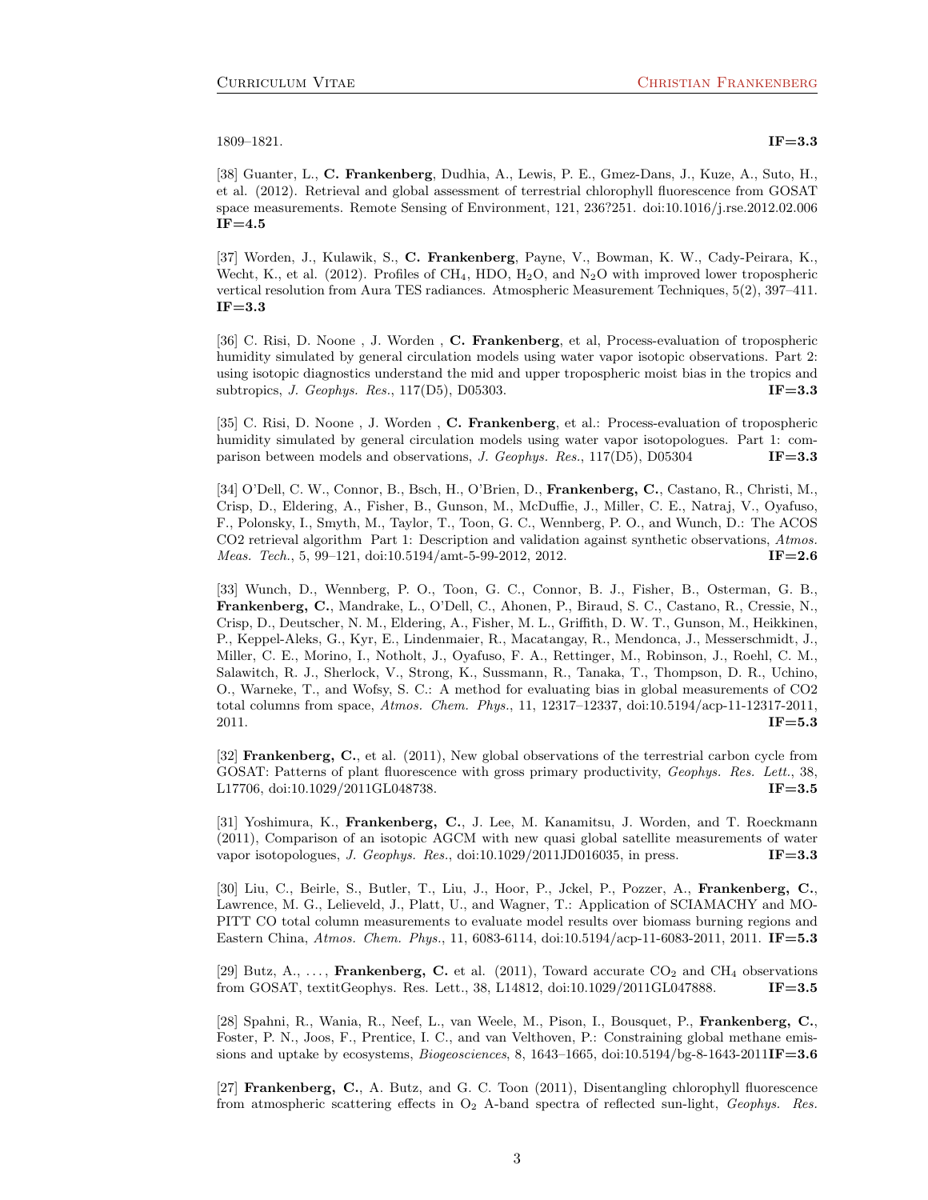1809–1821. **IF=3.3**

[38] Guanter, L., **C. Frankenberg**, Dudhia, A., Lewis, P. E., Gmez-Dans, J., Kuze, A., Suto, H., et al. (2012). Retrieval and global assessment of terrestrial chlorophyll fluorescence from GOSAT space measurements. Remote Sensing of Environment, 121, 236?251. doi:10.1016/j.rse.2012.02.006 **IF=4.5**

[37] Worden, J., Kulawik, S., **C. Frankenberg**, Payne, V., Bowman, K. W., Cady-Peirara, K., Wecht, K., et al. (2012). Profiles of $CH_4$, HDO, $H_2O$, and $N_2O$ with improved lower tropospheric vertical resolution from Aura TES radiances. Atmospheric Measurement Techniques, 5(2), 397–411. **IF=3.3**

[36] C. Risi, D. Noone , J. Worden , **C. Frankenberg**, et al, Process-evaluation of tropospheric humidity simulated by general circulation models using water vapor isotopic observations. Part 2: using isotopic diagnostics understand the mid and upper tropospheric moist bias in the tropics and subtropics, *J. Geophys. Res.*, 117(D5), D05303. **IF=3.3**

[35] C. Risi, D. Noone , J. Worden , **C. Frankenberg**, et al.: Process-evaluation of tropospheric humidity simulated by general circulation models using water vapor isotopologues. Part 1: comparison between models and observations, *J. Geophys. Res.*, 117(D5), D05304 **IF=3.3**

[34] O'Dell, C. W., Connor, B., Bsch, H., O'Brien, D., **Frankenberg, C.**, Castano, R., Christi, M., Crisp, D., Eldering, A., Fisher, B., Gunson, M., McDuffie, J., Miller, C. E., Natraj, V., Oyafuso, F., Polonsky, I., Smyth, M., Taylor, T., Toon, G. C., Wennberg, P. O., and Wunch, D.: The ACOS CO2 retrieval algorithm Part 1: Description and validation against synthetic observations, *Atmos. Meas. Tech.*, 5, 99–121, doi:10.5194/amt-5-99-2012, 2012. **IF=2.6**

[33] Wunch, D., Wennberg, P. O., Toon, G. C., Connor, B. J., Fisher, B., Osterman, G. B., **Frankenberg, C.**, Mandrake, L., O'Dell, C., Ahonen, P., Biraud, S. C., Castano, R., Cressie, N., Crisp, D., Deutscher, N. M., Eldering, A., Fisher, M. L., Griffith, D. W. T., Gunson, M., Heikkinen, P., Keppel-Aleks, G., Kyr, E., Lindenmaier, R., Macatangay, R., Mendonca, J., Messerschmidt, J., Miller, C. E., Morino, I., Notholt, J., Oyafuso, F. A., Rettinger, M., Robinson, J., Roehl, C. M., Salawitch, R. J., Sherlock, V., Strong, K., Sussmann, R., Tanaka, T., Thompson, D. R., Uchino, O., Warneke, T., and Wofsy, S. C.: A method for evaluating bias in global measurements of CO2 total columns from space, *Atmos. Chem. Phys.*, 11, 12317–12337, doi:10.5194/acp-11-12317-2011, 2011. **IF=5.3**

[32] **Frankenberg, C.**, et al. (2011), New global observations of the terrestrial carbon cycle from GOSAT: Patterns of plant fluorescence with gross primary productivity, *Geophys. Res. Lett.*, 38, L17706, doi:10.1029/2011GL048738. **IF=3.5**

[31] Yoshimura, K., **Frankenberg, C.**, J. Lee, M. Kanamitsu, J. Worden, and T. Roeckmann (2011), Comparison of an isotopic AGCM with new quasi global satellite measurements of water vapor isotopologues, *J. Geophys. Res.*, doi:10.1029/2011JD016035, in press. **IF=3.3**

[30] Liu, C., Beirle, S., Butler, T., Liu, J., Hoor, P., Jckel, P., Pozzer, A., **Frankenberg, C.**, Lawrence, M. G., Lelieveld, J., Platt, U., and Wagner, T.: Application of SCIAMACHY and MOPITT CO total column measurements to evaluate model results over biomass burning regions and Eastern China, *Atmos. Chem. Phys.*, 11, 6083-6114, doi:10.5194/acp-11-6083-2011, 2011. **IF=5.3**

[29] Butz, A., ..., **Frankenberg, C.** et al. (2011), Toward accurate $CO_2$ and $CH_4$ observations from GOSAT, textitGeophys. Res. Lett., 38, L14812, doi:10.1029/2011GL047888. **IF=3.5**

[28] Spahni, R., Wania, R., Neef, L., van Weele, M., Pison, I., Bousquet, P., **Frankenberg, C.**, Foster, P. N., Joos, F., Prentice, I. C., and van Velthoven, P.: Constraining global methane emissions and uptake by ecosystems, *Biogeosciences*, 8, 1643–1665, doi:10.5194/bg-8-1643-2011**IF=3.6**

[27] **Frankenberg, C.**, A. Butz, and G. C. Toon (2011), Disentangling chlorophyll fluorescence from atmospheric scattering effects in $O_2$ A-band spectra of reflected sun-light, *Geophys. Res.*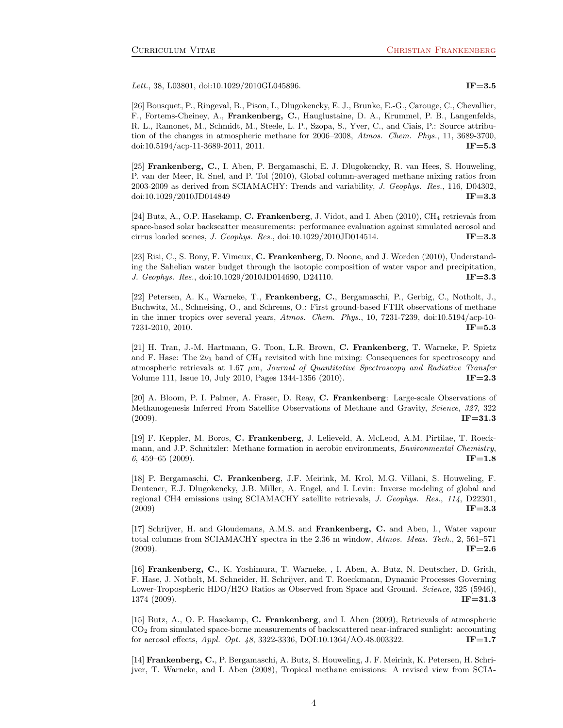*Lett.*, 38, L03801, doi:10.1029/2010GL045896. **IF=3.5**

[26] Bousquet, P., Ringeval, B., Pison, I., Dlugokencky, E. J., Brunke, E.-G., Carouge, C., Chevallier, F., Fortems-Cheiney, A., **Frankenberg, C.**, Hauglustaine, D. A., Krummel, P. B., Langenfelds, R. L., Ramonet, M., Schmidt, M., Steele, L. P., Szopa, S., Yver, C., and Ciais, P.: Source attribution of the changes in atmospheric methane for 2006–2008, *Atmos. Chem. Phys.*, 11, 3689-3700, doi:10.5194/acp-11-3689-2011, 2011. **IF=5.3**

[25] **Frankenberg, C.**, I. Aben, P. Bergamaschi, E. J. Dlugokencky, R. van Hees, S. Houweling, P. van der Meer, R. Snel, and P. Tol (2010), Global column-averaged methane mixing ratios from 2003-2009 as derived from SCIAMACHY: Trends and variability, *J. Geophys. Res.*, 116, D04302, doi:10.1029/2010JD014849 **IF=3.3**

[24] Butz, A., O.P. Hasekamp, **C. Frankenberg**, J. Vidot, and I. Aben (2010), $CH_4$ retrievals from space-based solar backscatter measurements: performance evaluation against simulated aerosol and cirrus loaded scenes, *J. Geophys. Res.*, doi:10.1029/2010JD014514. **IF=3.3**

[23] Risi, C., S. Bony, F. Vimeux, **C. Frankenberg**, D. Noone, and J. Worden (2010), Understanding the Sahelian water budget through the isotopic composition of water vapor and precipitation, *J. Geophys. Res.*, doi:10.1029/2010JD014690, D24110. **IF=3.3**

[22] Petersen, A. K., Warneke, T., **Frankenberg, C.**, Bergamaschi, P., Gerbig, C., Notholt, J., Buchwitz, M., Schneising, O., and Schrems, O.: First ground-based FTIR observations of methane in the inner tropics over several years, *Atmos. Chem. Phys.*, 10, 7231-7239, doi:10.5194/acp-10-7231-2010, 2010. **IF=5.3**

[21] H. Tran, J.-M. Hartmann, G. Toon, L.R. Brown, **C. Frankenberg**, T. Warneke, P. Spietz and F. Hase: The $2\nu_3$ band of $CH_4$ revisited with line mixing: Consequences for spectroscopy and atmospheric retrievals at 1.67 $\mu$m, *Journal of Quantitative Spectroscopy and Radiative Transfer* Volume 111, Issue 10, July 2010, Pages 1344-1356 (2010). **IF=2.3**

[20] A. Bloom, P. I. Palmer, A. Fraser, D. Reay, **C. Frankenberg**: Large-scale Observations of Methanogenesis Inferred From Satellite Observations of Methane and Gravity, *Science*, *327*, 322 (2009). **IF=31.3**

[19] F. Keppler, M. Boros, **C. Frankenberg**, J. Lelieveld, A. McLeod, A.M. Pirtilae, T. Roeckmann, and J.P. Schnitzler: Methane formation in aerobic environments, *Environmental Chemistry*, *6*, 459–65 (2009). **IF=1.8**

[18] P. Bergamaschi, **C. Frankenberg**, J.F. Meirink, M. Krol, M.G. Villani, S. Houweling, F. Dentener, E.J. Dlugokencky, J.B. Miller, A. Engel, and I. Levin: Inverse modeling of global and regional CH4 emissions using SCIAMACHY satellite retrievals, *J. Geophys. Res.*, *114*, D22301, (2009) **IF=3.3**

[17] Schrijver, H. and Gloudemans, A.M.S. and **Frankenberg, C.** and Aben, I., Water vapour total columns from SCIAMACHY spectra in the 2.36 m window, *Atmos. Meas. Tech.*, 2, 561–571 (2009). **IF=2.6**

[16] **Frankenberg, C.**, K. Yoshimura, T. Warneke, , I. Aben, A. Butz, N. Deutscher, D. Grith, F. Hase, J. Notholt, M. Schneider, H. Schrijver, and T. Roeckmann, Dynamic Processes Governing Lower-Tropospheric HDO/H2O Ratios as Observed from Space and Ground. *Science*, 325 (5946), 1374 (2009). **IF=31.3**

[15] Butz, A., O. P. Hasekamp, **C. Frankenberg**, and I. Aben (2009), Retrievals of atmospheric $CO_2$ from simulated space-borne measurements of backscattered near-infrared sunlight: accounting for aerosol effects, *Appl. Opt. 48*, 3322-3336, DOI:10.1364/AO.48.003322. **IF=1.7**

[14] **Frankenberg, C.**, P. Bergamaschi, A. Butz, S. Houweling, J. F. Meirink, K. Petersen, H. Schrijver, T. Warneke, and I. Aben (2008), Tropical methane emissions: A revised view from SCIA-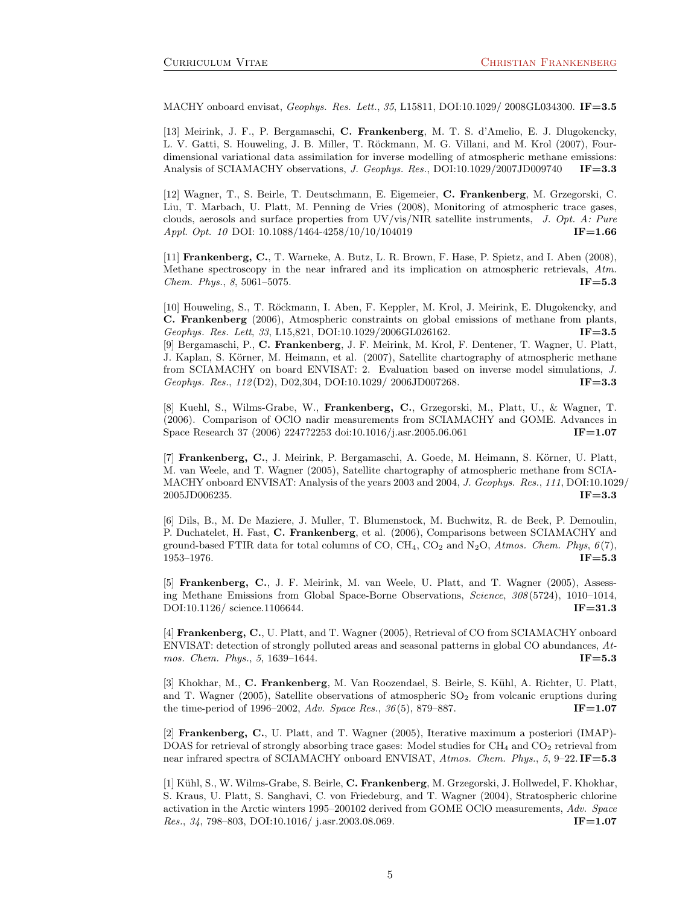MACHY onboard envisat, *Geophys. Res. Lett.*, *35*, L15811, DOI:10.1029/ 2008GL034300. **IF=3.5**

[13] Meirink, J. F., P. Bergamaschi, **C. Frankenberg**, M. T. S. d'Amelio, E. J. Dlugokencky, L. V. Gatti, S. Houweling, J. B. Miller, T. Röckmann, M. G. Villani, and M. Krol (2007), Four-dimensional variational data assimilation for inverse modelling of atmospheric methane emissions: Analysis of SCIAMACHY observations, *J. Geophys. Res.*, DOI:10.1029/2007JD009740 **IF=3.3**

[12] Wagner, T., S. Beirle, T. Deutschmann, E. Eigemeier, **C. Frankenberg**, M. Grzegorski, C. Liu, T. Marbach, U. Platt, M. Penning de Vries (2008), Monitoring of atmospheric trace gases, clouds, aerosols and surface properties from UV/vis/NIR satellite instruments, *J. Opt. A: Pure Appl. Opt. 10* DOI: 10.1088/1464-4258/10/10/104019 **IF=1.66**

[11] **Frankenberg, C.**, T. Warneke, A. Butz, L. R. Brown, F. Hase, P. Spietz, and I. Aben (2008), Methane spectroscopy in the near infrared and its implication on atmospheric retrievals, *Atm. Chem. Phys.*, *8*, 5061–5075. **IF=5.3**

[10] Houweling, S., T. Röckmann, I. Aben, F. Keppler, M. Krol, J. Meirink, E. Dlugokencky, and **C. Frankenberg** (2006), Atmospheric constraints on global emissions of methane from plants, *Geophys. Res. Lett*, *33*, L15,821, DOI:10.1029/2006GL026162. **IF=3.5**

[9] Bergamaschi, P., **C. Frankenberg**, J. F. Meirink, M. Krol, F. Dentener, T. Wagner, U. Platt, J. Kaplan, S. Körner, M. Heimann, et al. (2007), Satellite chartography of atmospheric methane from SCIAMACHY on board ENVISAT: 2. Evaluation based on inverse model simulations, *J. Geophys. Res.*, *112* (D2), D02,304, DOI:10.1029/ 2006JD007268. **IF=3.3**

[8] Kuehl, S., Wilms-Grabe, W., **Frankenberg, C.**, Grzegorski, M., Platt, U., & Wagner, T. (2006). Comparison of OClO nadir measurements from SCIAMACHY and GOME. Advances in Space Research 37 (2006) 2247?2253 doi:10.1016/j.asr.2005.06.061 **IF=1.07**

[7] **Frankenberg, C.**, J. Meirink, P. Bergamaschi, A. Goede, M. Heimann, S. Körner, U. Platt, M. van Weele, and T. Wagner (2005), Satellite chartography of atmospheric methane from SCIAMACHY onboard ENVISAT: Analysis of the years 2003 and 2004, *J. Geophys. Res.*, *111*, DOI:10.1029/ 2005JD006235. **IF=3.3**

[6] Dils, B., M. De Maziere, J. Muller, T. Blumenstock, M. Buchwitz, R. de Beek, P. Demoulin, P. Duchatelet, H. Fast, **C. Frankenberg**, et al. (2006), Comparisons between SCIAMACHY and ground-based FTIR data for total columns of CO, $CH_4$, $CO_2$ and $N_2O$, *Atmos. Chem. Phys*, *6* (7), 1953–1976. **IF=5.3**

[5] **Frankenberg, C.**, J. F. Meirink, M. van Weele, U. Platt, and T. Wagner (2005), Assessing Methane Emissions from Global Space-Borne Observations, *Science*, *308* (5724), 1010–1014, DOI:10.1126/ science.1106644. **IF=31.3**

[4] **Frankenberg, C.**, U. Platt, and T. Wagner (2005), Retrieval of CO from SCIAMACHY onboard ENVISAT: detection of strongly polluted areas and seasonal patterns in global CO abundances, *Atmos. Chem. Phys.*, *5*, 1639–1644. **IF=5.3**

[3] Khokhar, M., **C. Frankenberg**, M. Van Roozendael, S. Beirle, S. Kühl, A. Richter, U. Platt, and T. Wagner (2005), Satellite observations of atmospheric $SO_2$ from volcanic eruptions during the time-period of 1996–2002, *Adv. Space Res.*, *36* (5), 879–887. **IF=1.07**

[2] **Frankenberg, C.**, U. Platt, and T. Wagner (2005), Iterative maximum a posteriori (IMAP)-DOAS for retrieval of strongly absorbing trace gases: Model studies for $CH_4$ and $CO_2$ retrieval from near infrared spectra of SCIAMACHY onboard ENVISAT, *Atmos. Chem. Phys.*, *5*, 9–22. **IF=5.3**

[1] Kühl, S., W. Wilms-Grabe, S. Beirle, **C. Frankenberg**, M. Grzegorski, J. Hollwedel, F. Khokhar, S. Kraus, U. Platt, S. Sanghavi, C. von Friedeburg, and T. Wagner (2004), Stratospheric chlorine activation in the Arctic winters 1995–200102 derived from GOME OClO measurements, *Adv. Space Res.*, *34*, 798–803, DOI:10.1016/ j.asr.2003.08.069. **IF=1.07**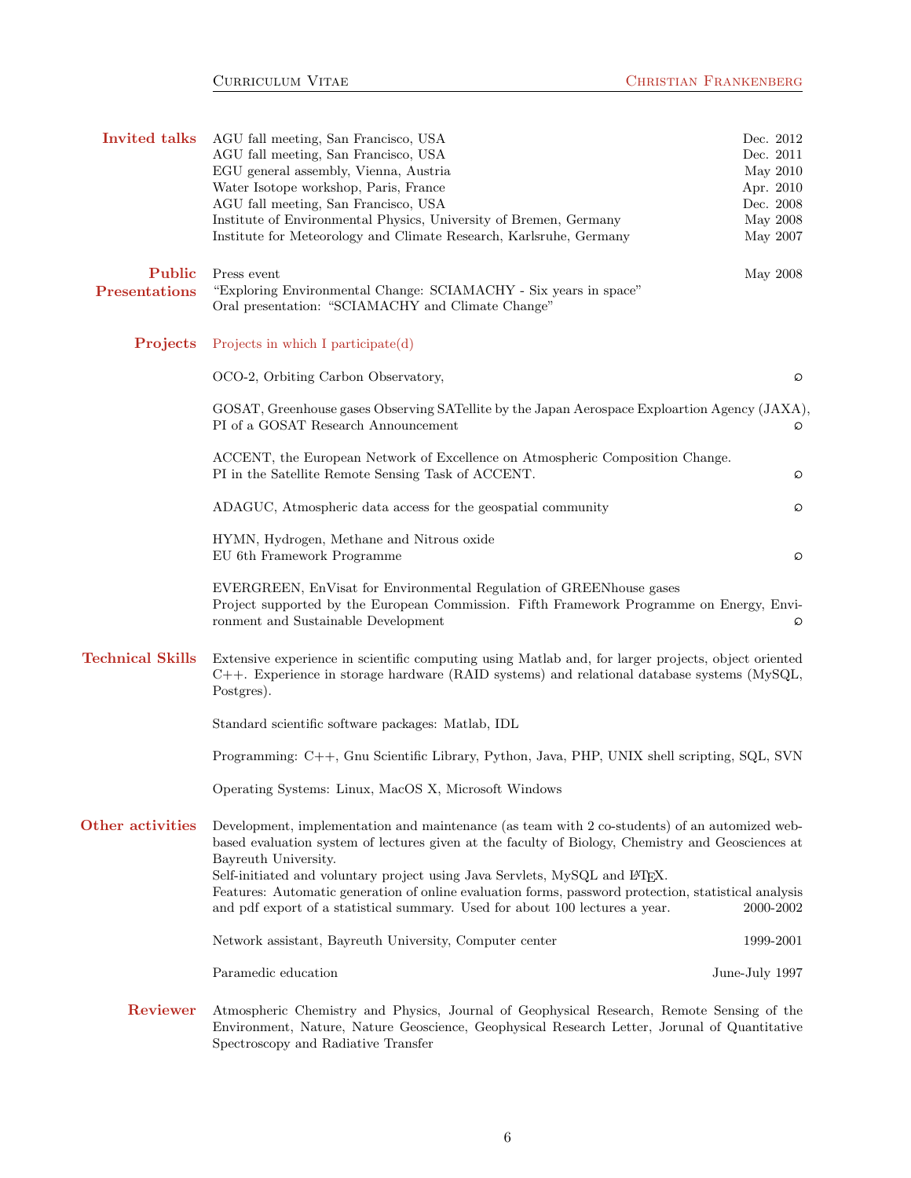## Invited talks

AGU fall meeting, San Francisco, USA — Dec. 2012
AGU fall meeting, San Francisco, USA — Dec. 2011
EGU general assembly, Vienna, Austria — May 2010
Water Isotope workshop, Paris, France — Apr. 2010
AGU fall meeting, San Francisco, USA — Dec. 2008
Institute of Environmental Physics, University of Bremen, Germany — May 2008
Institute for Meteorology and Climate Research, Karlsruhe, Germany — May 2007

## Public Presentations

Press event — May 2008
"Exploring Environmental Change: SCIAMACHY - Six years in space"
Oral presentation: "SCIAMACHY and Climate Change"

## Projects

Projects in which I participate(d)

OCO-2, Orbiting Carbon Observatory,

GOSAT, Greenhouse gases Observing SATellite by the Japan Aerospace Exploartion Agency (JAXA), PI of a GOSAT Research Announcement

ACCENT, the European Network of Excellence on Atmospheric Composition Change.
PI in the Satellite Remote Sensing Task of ACCENT.

ADAGUC, Atmospheric data access for the geospatial community

HYMN, Hydrogen, Methane and Nitrous oxide
EU 6th Framework Programme

EVERGREEN, EnVisat for Environmental Regulation of GREENhouse gases
Project supported by the European Commission. Fifth Framework Programme on Energy, Environment and Sustainable Development

## Technical Skills

Extensive experience in scientific computing using Matlab and, for larger projects, object oriented C++. Experience in storage hardware (RAID systems) and relational database systems (MySQL, Postgres).

Standard scientific software packages: Matlab, IDL

Programming: C++, Gnu Scientific Library, Python, Java, PHP, UNIX shell scripting, SQL, SVN

Operating Systems: Linux, MacOS X, Microsoft Windows

## Other activities

Development, implementation and maintenance (as team with 2 co-students) of an automized web-based evaluation system of lectures given at the faculty of Biology, Chemistry and Geosciences at Bayreuth University.
Self-initiated and voluntary project using Java Servlets, MySQL and LaTeX.
Features: Automatic generation of online evaluation forms, password protection, statistical analysis and pdf export of a statistical summary. Used for about 100 lectures a year. — 2000-2002

Network assistant, Bayreuth University, Computer center — 1999-2001

Paramedic education — June-July 1997

## Reviewer

Atmospheric Chemistry and Physics, Journal of Geophysical Research, Remote Sensing of the Environment, Nature, Nature Geoscience, Geophysical Research Letter, Jorunal of Quantitative Spectroscopy and Radiative Transfer